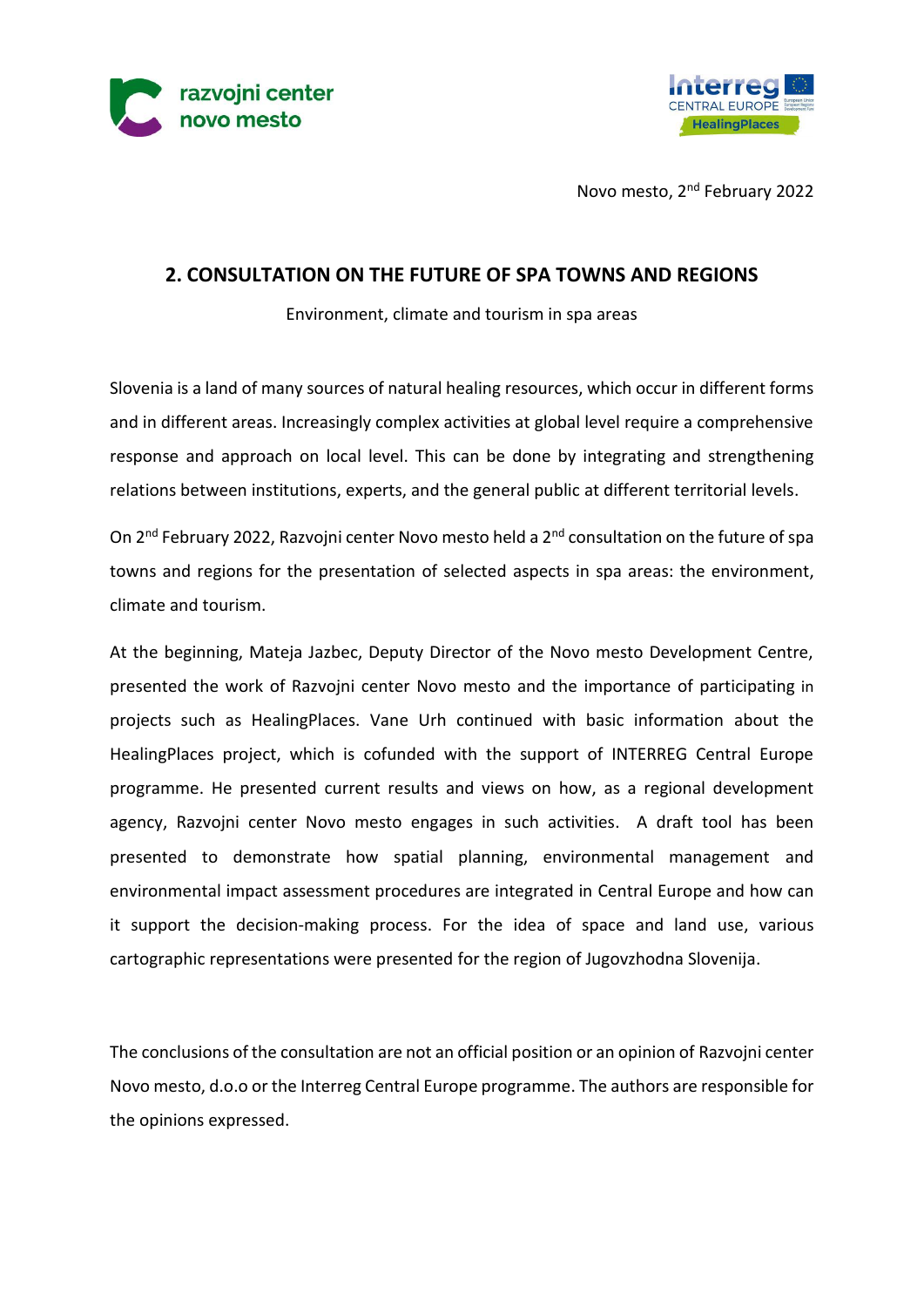Novo mesto, 2nd February 2022

# 2. CONSULTATION ON THE FUTURE OF SPA TOWNS AND REGIONS

Environment, climate and tourism in spa areas

Slovenia is a land of many sources of natural healing resources, which occur in different forms and in different areas. Increasingly complex activities at global level require a comprehensive response and approach on local level. This can be done by integrating and strengthening relations between institutions, experts, and the general public at different territorial levels.

On 2nd February 2022, Razvojni center Novo mesto held a 2nd consultation on the future of spa towns and regions for the presentation of selected aspects in spa areas: the environment, climate and tourism.

At the beginning, Mateja Jazbec, Deputy Director of the Novo mesto Development Centre, presented the work of Razvojni center Novo mesto and the importance of participating in projects such as HealingPlaces. Vane Urh continued with basic information about the HealingPlaces project, which is cofunded with the support of INTERREG Central Europe programme. He presented current results and views on how, as a regional development agency, Razvojni center Novo mesto engages in such activities. A draft tool has been presented to demonstrate how spatial planning, environmental management and environmental impact assessment procedures are integrated in Central Europe and how can it support the decision-making process. For the idea of space and land use, various cartographic representations were presented for the region of Jugovzhodna Slovenija.

The conclusions of the consultation are not an official position or an opinion of Razvojni center Novo mesto, d.o.o or the Interreg Central Europe programme. The authors are responsible for the opinions expressed.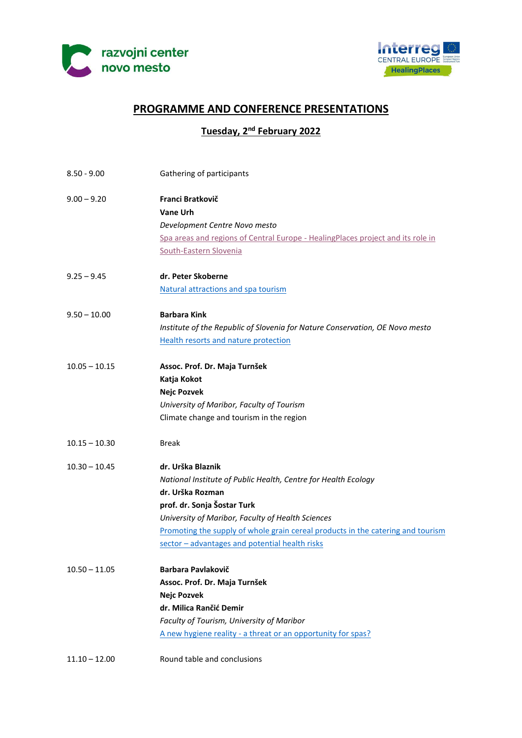## PROGRAMME AND CONFERENCE PRESENTATIONS

### Tuesday, 2nd February 2022

8.50 - 9.00 Gathering of participants

9.00 – 9.20 **Franci Bratkovič**
**Vane Urh**
*Development Centre Novo mesto*
Spa areas and regions of Central Europe - HealingPlaces project and its role in South-Eastern Slovenia

9.25 – 9.45 **dr. Peter Skoberne**
Natural attractions and spa tourism

9.50 – 10.00 **Barbara Kink**
*Institute of the Republic of Slovenia for Nature Conservation, OE Novo mesto*
Health resorts and nature protection

10.05 – 10.15 **Assoc. Prof. Dr. Maja Turnšek**
**Katja Kokot**
**Nejc Pozvek**
*University of Maribor, Faculty of Tourism*
Climate change and tourism in the region

10.15 – 10.30 Break

10.30 – 10.45 **dr. Urška Blaznik**
*National Institute of Public Health, Centre for Health Ecology*
**dr. Urška Rozman**
**prof. dr. Sonja Šostar Turk**
*University of Maribor, Faculty of Health Sciences*
Promoting the supply of whole grain cereal products in the catering and tourism sector – advantages and potential health risks

10.50 – 11.05 **Barbara Pavlakovič**
**Assoc. Prof. Dr. Maja Turnšek**
**Nejc Pozvek**
**dr. Milica Rančić Demir**
*Faculty of Tourism, University of Maribor*
A new hygiene reality - a threat or an opportunity for spas?

11.10 – 12.00 Round table and conclusions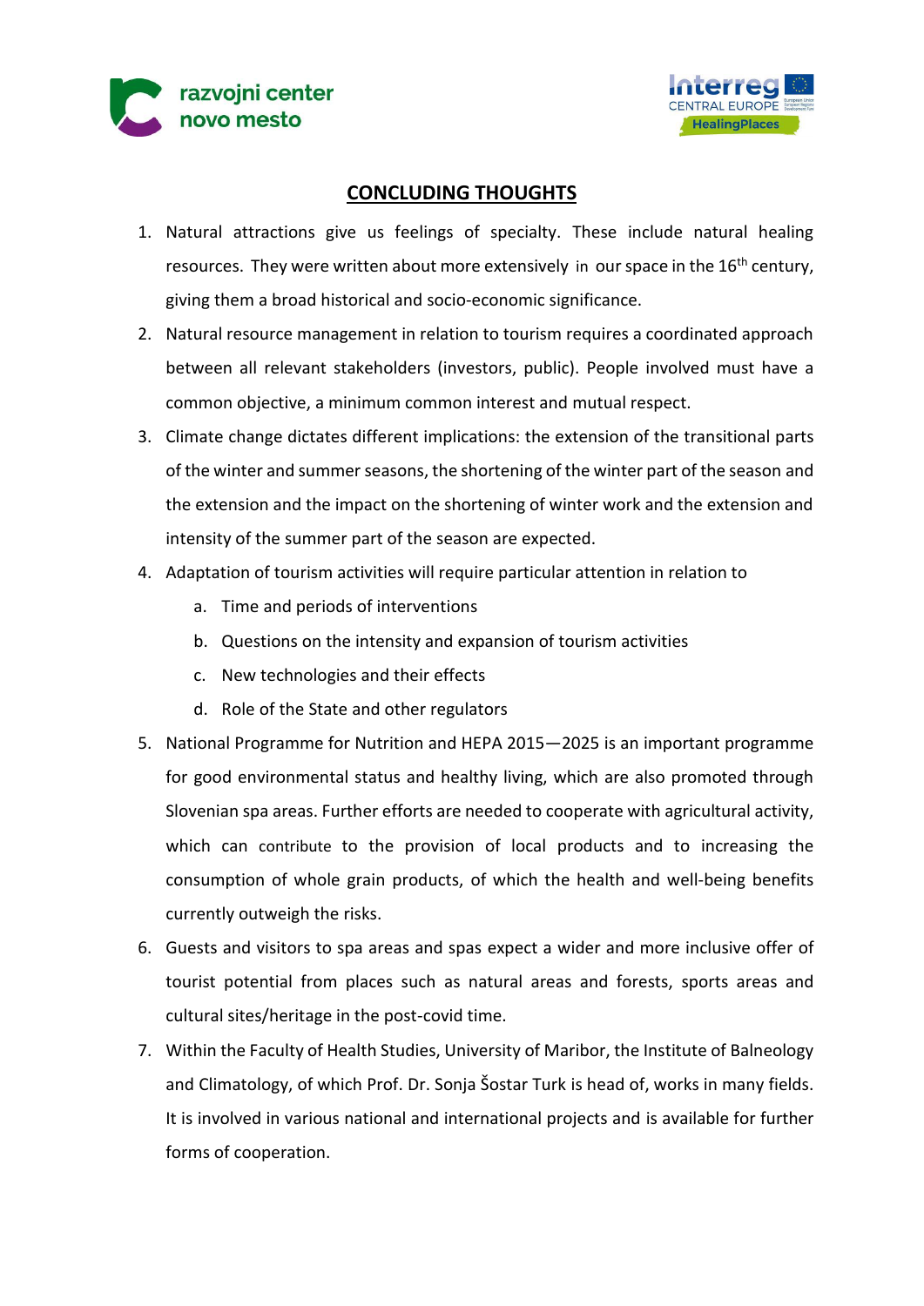## CONCLUDING THOUGHTS

1. Natural attractions give us feelings of specialty. These include natural healing resources. They were written about more extensively in our space in the 16th century, giving them a broad historical and socio-economic significance.
2. Natural resource management in relation to tourism requires a coordinated approach between all relevant stakeholders (investors, public). People involved must have a common objective, a minimum common interest and mutual respect.
3. Climate change dictates different implications: the extension of the transitional parts of the winter and summer seasons, the shortening of the winter part of the season and the extension and the impact on the shortening of winter work and the extension and intensity of the summer part of the season are expected.
4. Adaptation of tourism activities will require particular attention in relation to
    a. Time and periods of interventions
    b. Questions on the intensity and expansion of tourism activities
    c. New technologies and their effects
    d. Role of the State and other regulators
5. National Programme for Nutrition and HEPA 2015—2025 is an important programme for good environmental status and healthy living, which are also promoted through Slovenian spa areas. Further efforts are needed to cooperate with agricultural activity, which can contribute to the provision of local products and to increasing the consumption of whole grain products, of which the health and well-being benefits currently outweigh the risks.
6. Guests and visitors to spa areas and spas expect a wider and more inclusive offer of tourist potential from places such as natural areas and forests, sports areas and cultural sites/heritage in the post-covid time.
7. Within the Faculty of Health Studies, University of Maribor, the Institute of Balneology and Climatology, of which Prof. Dr. Sonja Šostar Turk is head of, works in many fields. It is involved in various national and international projects and is available for further forms of cooperation.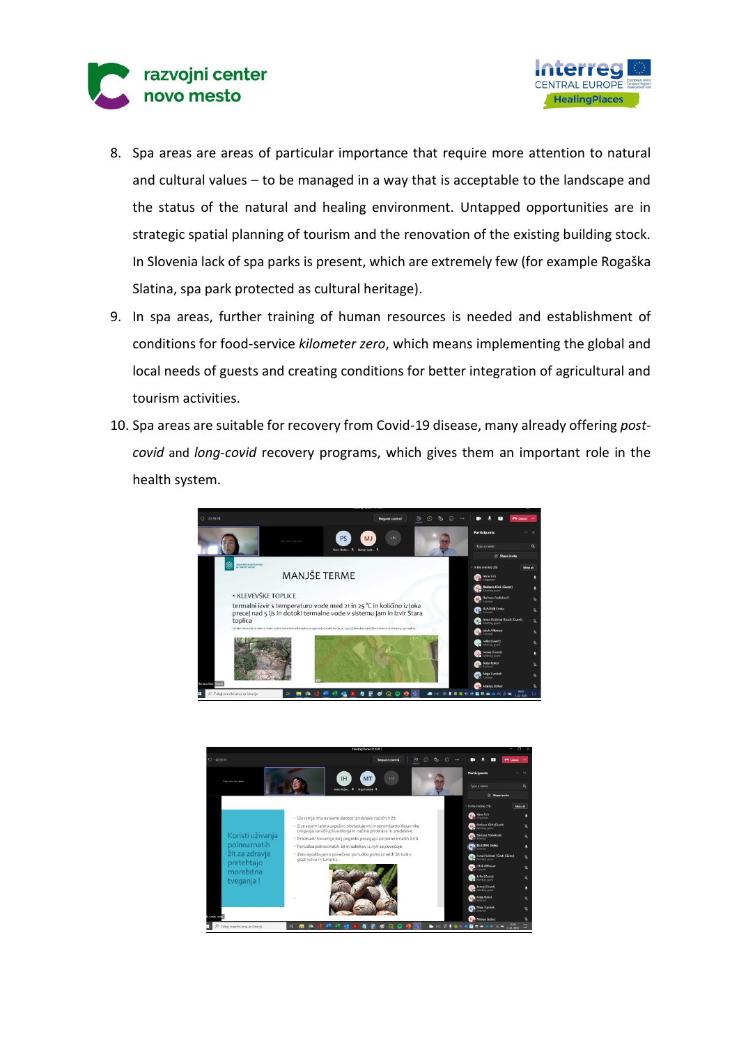8. Spa areas are areas of particular importance that require more attention to natural and cultural values – to be managed in a way that is acceptable to the landscape and the status of the natural and healing environment. Untapped opportunities are in strategic spatial planning of tourism and the renovation of the existing building stock. In Slovenia lack of spa parks is present, which are extremely few (for example Rogaška Slatina, spa park protected as cultural heritage).
9. In spa areas, further training of human resources is needed and establishment of conditions for food-service *kilometer zero*, which means implementing the global and local needs of guests and creating conditions for better integration of agricultural and tourism activities.
10. Spa areas are suitable for recovery from Covid-19 disease, many already offering *post-covid* and *long-covid* recovery programs, which gives them an important role in the health system.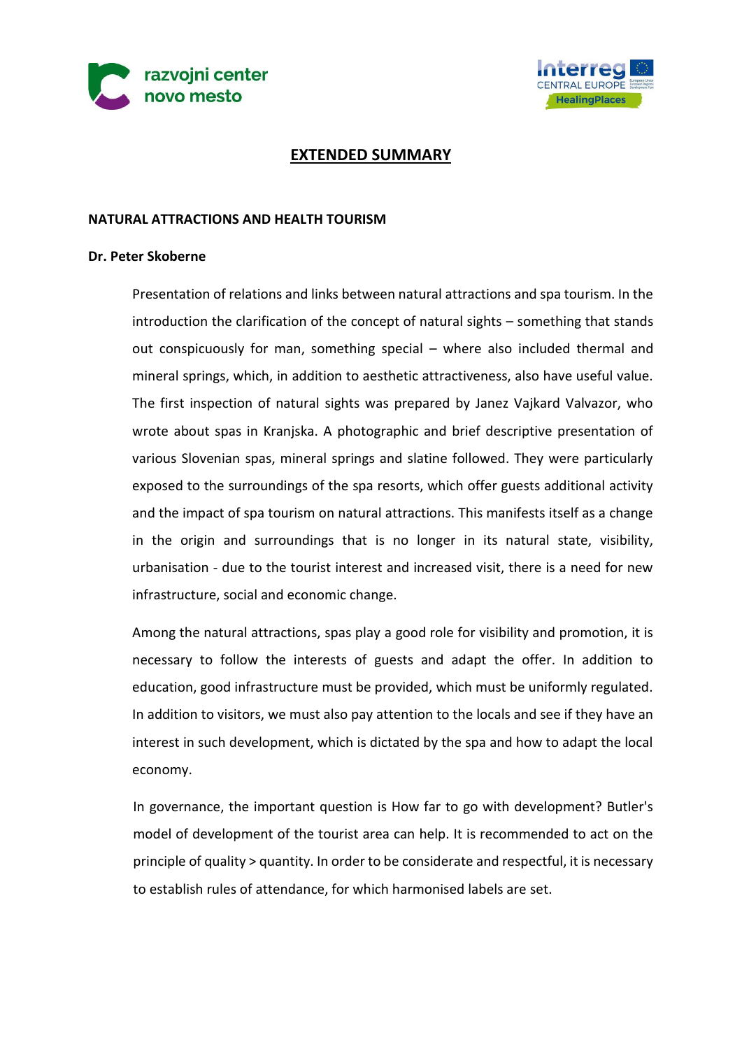# EXTENDED SUMMARY

**NATURAL ATTRACTIONS AND HEALTH TOURISM**

**Dr. Peter Skoberne**

Presentation of relations and links between natural attractions and spa tourism. In the introduction the clarification of the concept of natural sights – something that stands out conspicuously for man, something special – where also included thermal and mineral springs, which, in addition to aesthetic attractiveness, also have useful value. The first inspection of natural sights was prepared by Janez Vajkard Valvazor, who wrote about spas in Kranjska. A photographic and brief descriptive presentation of various Slovenian spas, mineral springs and slatine followed. They were particularly exposed to the surroundings of the spa resorts, which offer guests additional activity and the impact of spa tourism on natural attractions. This manifests itself as a change in the origin and surroundings that is no longer in its natural state, visibility, urbanisation - due to the tourist interest and increased visit, there is a need for new infrastructure, social and economic change.

Among the natural attractions, spas play a good role for visibility and promotion, it is necessary to follow the interests of guests and adapt the offer. In addition to education, good infrastructure must be provided, which must be uniformly regulated. In addition to visitors, we must also pay attention to the locals and see if they have an interest in such development, which is dictated by the spa and how to adapt the local economy.

In governance, the important question is How far to go with development? Butler's model of development of the tourist area can help. It is recommended to act on the principle of quality > quantity. In order to be considerate and respectful, it is necessary to establish rules of attendance, for which harmonised labels are set.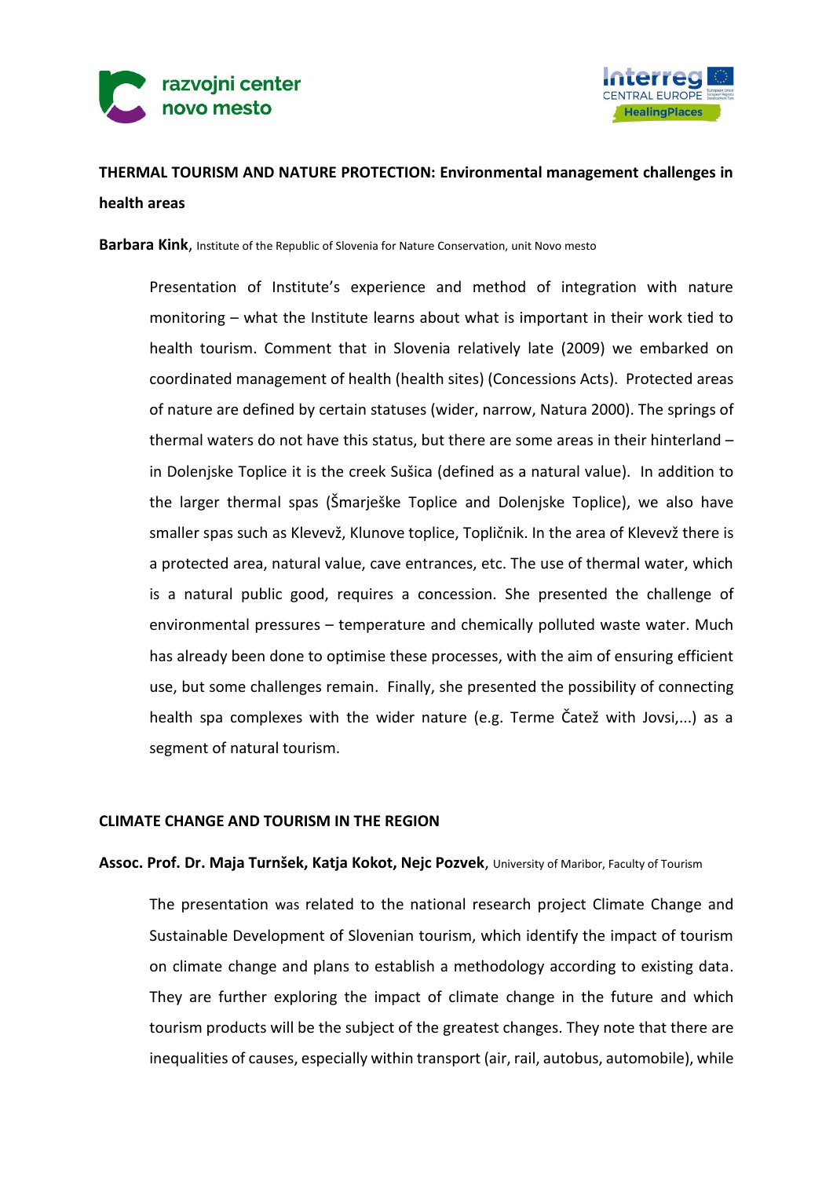**THERMAL TOURISM AND NATURE PROTECTION: Environmental management challenges in health areas**

**Barbara Kink**, Institute of the Republic of Slovenia for Nature Conservation, unit Novo mesto

Presentation of Institute's experience and method of integration with nature monitoring – what the Institute learns about what is important in their work tied to health tourism. Comment that in Slovenia relatively late (2009) we embarked on coordinated management of health (health sites) (Concessions Acts). Protected areas of nature are defined by certain statuses (wider, narrow, Natura 2000). The springs of thermal waters do not have this status, but there are some areas in their hinterland – in Dolenjske Toplice it is the creek Sušica (defined as a natural value). In addition to the larger thermal spas (Šmarješke Toplice and Dolenjske Toplice), we also have smaller spas such as Klevevž, Klunove toplice, Topličnik. In the area of Klevevž there is a protected area, natural value, cave entrances, etc. The use of thermal water, which is a natural public good, requires a concession. She presented the challenge of environmental pressures – temperature and chemically polluted waste water. Much has already been done to optimise these processes, with the aim of ensuring efficient use, but some challenges remain. Finally, she presented the possibility of connecting health spa complexes with the wider nature (e.g. Terme Čatež with Jovsi,...) as a segment of natural tourism.

**CLIMATE CHANGE AND TOURISM IN THE REGION**

**Assoc. Prof. Dr. Maja Turnšek, Katja Kokot, Nejc Pozvek**, University of Maribor, Faculty of Tourism

The presentation was related to the national research project Climate Change and Sustainable Development of Slovenian tourism, which identify the impact of tourism on climate change and plans to establish a methodology according to existing data. They are further exploring the impact of climate change in the future and which tourism products will be the subject of the greatest changes. They note that there are inequalities of causes, especially within transport (air, rail, autobus, automobile), while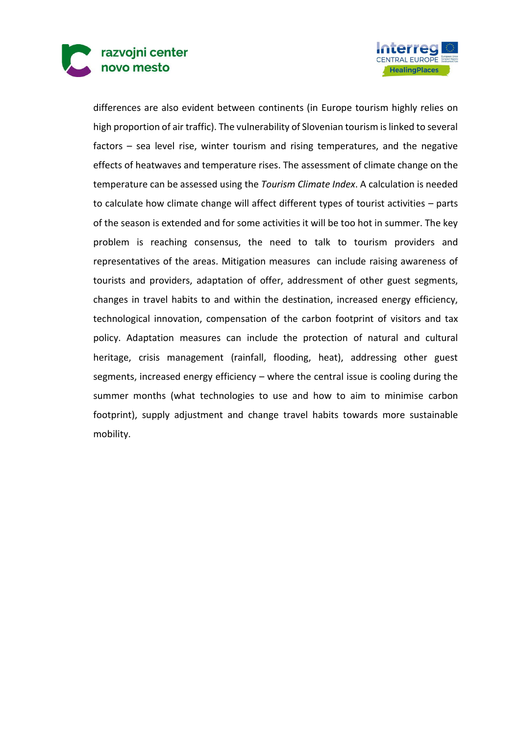differences are also evident between continents (in Europe tourism highly relies on high proportion of air traffic). The vulnerability of Slovenian tourism is linked to several factors – sea level rise, winter tourism and rising temperatures, and the negative effects of heatwaves and temperature rises. The assessment of climate change on the temperature can be assessed using the *Tourism Climate Index*. A calculation is needed to calculate how climate change will affect different types of tourist activities – parts of the season is extended and for some activities it will be too hot in summer. The key problem is reaching consensus, the need to talk to tourism providers and representatives of the areas. Mitigation measures can include raising awareness of tourists and providers, adaptation of offer, addressment of other guest segments, changes in travel habits to and within the destination, increased energy efficiency, technological innovation, compensation of the carbon footprint of visitors and tax policy. Adaptation measures can include the protection of natural and cultural heritage, crisis management (rainfall, flooding, heat), addressing other guest segments, increased energy efficiency – where the central issue is cooling during the summer months (what technologies to use and how to aim to minimise carbon footprint), supply adjustment and change travel habits towards more sustainable mobility.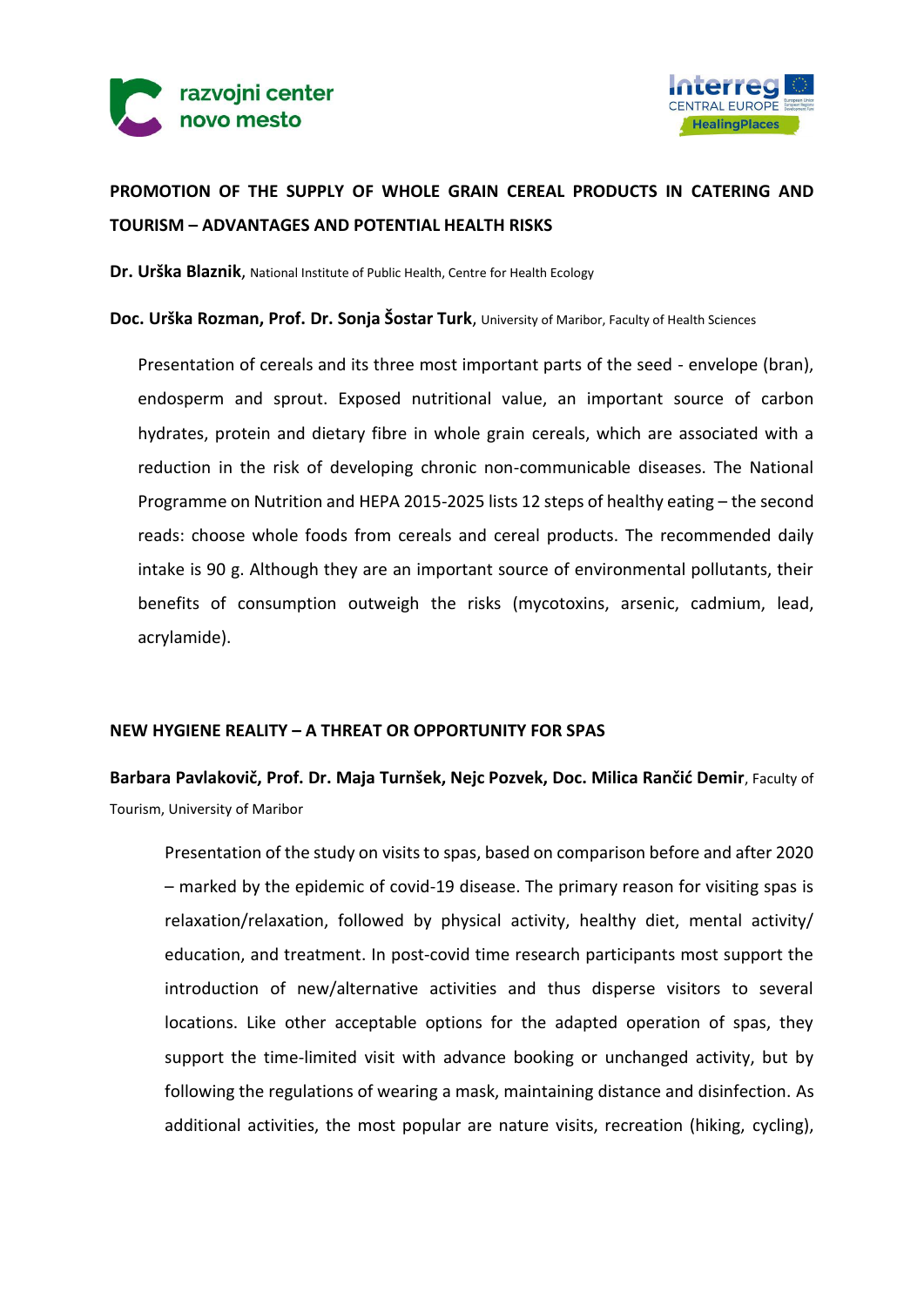## PROMOTION OF THE SUPPLY OF WHOLE GRAIN CEREAL PRODUCTS IN CATERING AND TOURISM – ADVANTAGES AND POTENTIAL HEALTH RISKS

**Dr. Urška Blaznik**, National Institute of Public Health, Centre for Health Ecology

**Doc. Urška Rozman, Prof. Dr. Sonja Šostar Turk**, University of Maribor, Faculty of Health Sciences

Presentation of cereals and its three most important parts of the seed - envelope (bran), endosperm and sprout. Exposed nutritional value, an important source of carbon hydrates, protein and dietary fibre in whole grain cereals, which are associated with a reduction in the risk of developing chronic non-communicable diseases. The National Programme on Nutrition and HEPA 2015-2025 lists 12 steps of healthy eating – the second reads: choose whole foods from cereals and cereal products. The recommended daily intake is 90 g. Although they are an important source of environmental pollutants, their benefits of consumption outweigh the risks (mycotoxins, arsenic, cadmium, lead, acrylamide).

## NEW HYGIENE REALITY – A THREAT OR OPPORTUNITY FOR SPAS

**Barbara Pavlakovič, Prof. Dr. Maja Turnšek, Nejc Pozvek, Doc. Milica Rančić Demir**, Faculty of Tourism, University of Maribor

Presentation of the study on visits to spas, based on comparison before and after 2020 – marked by the epidemic of covid-19 disease. The primary reason for visiting spas is relaxation/relaxation, followed by physical activity, healthy diet, mental activity/ education, and treatment. In post-covid time research participants most support the introduction of new/alternative activities and thus disperse visitors to several locations. Like other acceptable options for the adapted operation of spas, they support the time-limited visit with advance booking or unchanged activity, but by following the regulations of wearing a mask, maintaining distance and disinfection. As additional activities, the most popular are nature visits, recreation (hiking, cycling),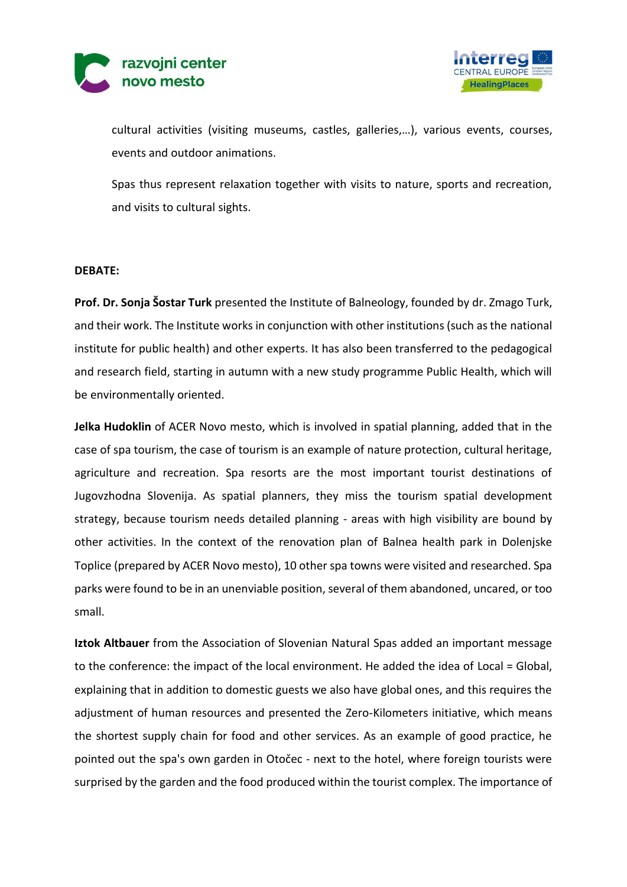cultural activities (visiting museums, castles, galleries,…), various events, courses, events and outdoor animations.

Spas thus represent relaxation together with visits to nature, sports and recreation, and visits to cultural sights.

**DEBATE:**

**Prof. Dr. Sonja Šostar Turk** presented the Institute of Balneology, founded by dr. Zmago Turk, and their work. The Institute works in conjunction with other institutions (such as the national institute for public health) and other experts. It has also been transferred to the pedagogical and research field, starting in autumn with a new study programme Public Health, which will be environmentally oriented.

**Jelka Hudoklin** of ACER Novo mesto, which is involved in spatial planning, added that in the case of spa tourism, the case of tourism is an example of nature protection, cultural heritage, agriculture and recreation. Spa resorts are the most important tourist destinations of Jugovzhodna Slovenija. As spatial planners, they miss the tourism spatial development strategy, because tourism needs detailed planning - areas with high visibility are bound by other activities. In the context of the renovation plan of Balnea health park in Dolenjske Toplice (prepared by ACER Novo mesto), 10 other spa towns were visited and researched. Spa parks were found to be in an unenviable position, several of them abandoned, uncared, or too small.

**Iztok Altbauer** from the Association of Slovenian Natural Spas added an important message to the conference: the impact of the local environment. He added the idea of Local = Global, explaining that in addition to domestic guests we also have global ones, and this requires the adjustment of human resources and presented the Zero-Kilometers initiative, which means the shortest supply chain for food and other services. As an example of good practice, he pointed out the spa's own garden in Otočec - next to the hotel, where foreign tourists were surprised by the garden and the food produced within the tourist complex. The importance of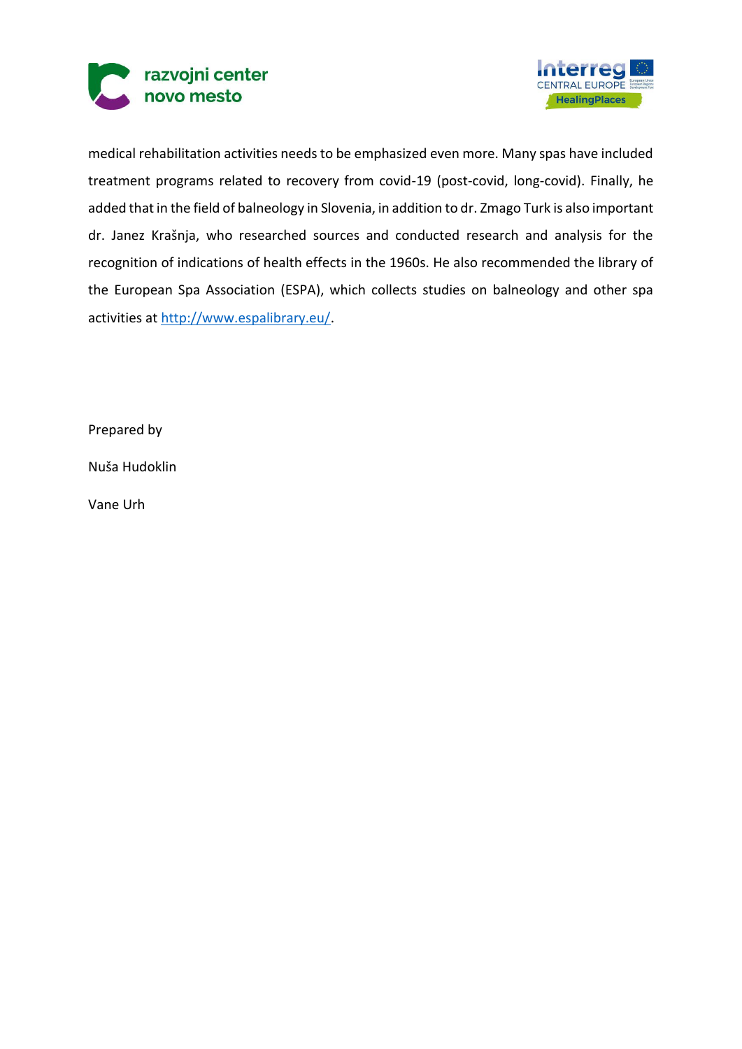medical rehabilitation activities needs to be emphasized even more. Many spas have included treatment programs related to recovery from covid-19 (post-covid, long-covid). Finally, he added that in the field of balneology in Slovenia, in addition to dr. Zmago Turk is also important dr. Janez Krašnja, who researched sources and conducted research and analysis for the recognition of indications of health effects in the 1960s. He also recommended the library of the European Spa Association (ESPA), which collects studies on balneology and other spa activities at http://www.espalibrary.eu/.

Prepared by

Nuša Hudoklin

Vane Urh